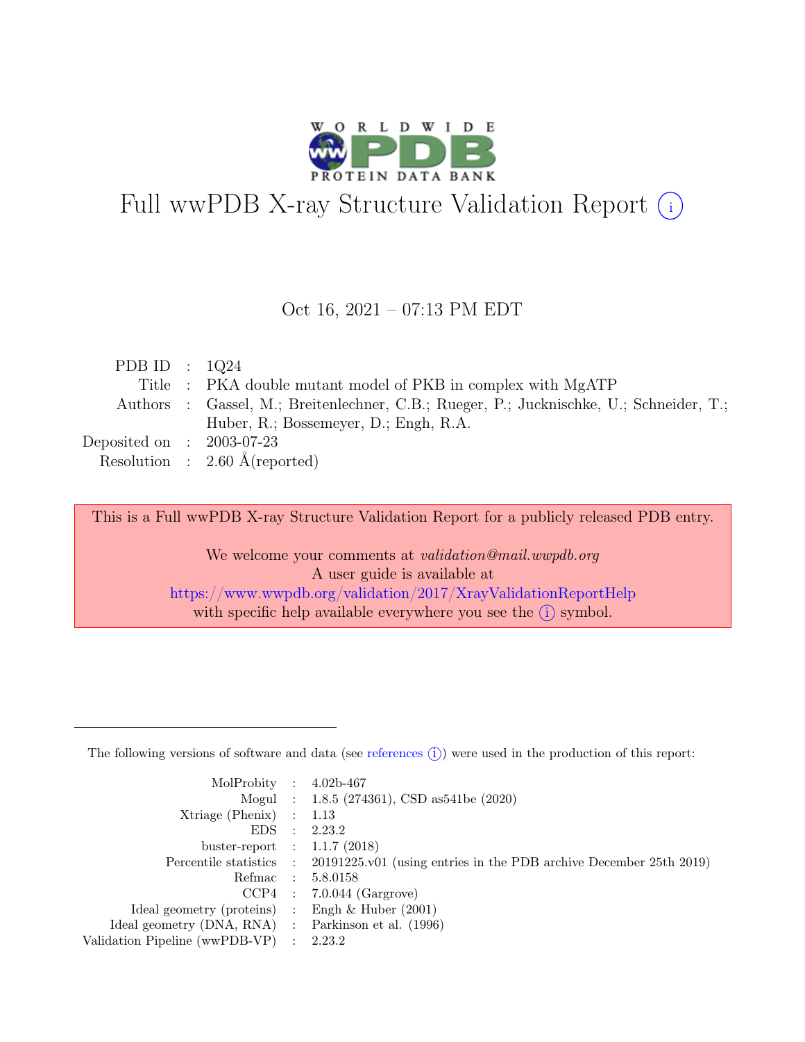# Full wwPDB X-ray Structure Validation Report (i)

Oct 16, 2021 – 07:13 PM EDT

| | | |
|---|---|---|
| PDB ID | : | 1Q24 |
| Title | : | PKA double mutant model of PKB in complex with MgATP |
| Authors | : | Gassel, M.; Breitenlechner, C.B.; Rueger, P.; Jucknischke, U.; Schneider, T.; Huber, R.; Bossemeyer, D.; Engh, R.A. |
| Deposited on | : | 2003-07-23 |
| Resolution | : | 2.60 Å(reported) |

This is a Full wwPDB X-ray Structure Validation Report for a publicly released PDB entry.

We welcome your comments at *validation@mail.wwpdb.org*
A user guide is available at
https://www.wwpdb.org/validation/2017/XrayValidationReportHelp
with specific help available everywhere you see the (i) symbol.

---

The following versions of software and data (see references (i)) were used in the production of this report:

| | | |
|---|---|---|
| MolProbity | : | 4.02b-467 |
| Mogul | : | 1.8.5 (274361), CSD as541be (2020) |
| Xtriage (Phenix) | : | 1.13 |
| EDS | : | 2.23.2 |
| buster-report | : | 1.1.7 (2018) |
| Percentile statistics | : | 20191225.v01 (using entries in the PDB archive December 25th 2019) |
| Refmac | : | 5.8.0158 |
| CCP4 | : | 7.0.044 (Gargrove) |
| Ideal geometry (proteins) | : | Engh & Huber (2001) |
| Ideal geometry (DNA, RNA) | : | Parkinson et al. (1996) |
| Validation Pipeline (wwPDB-VP) | : | 2.23.2 |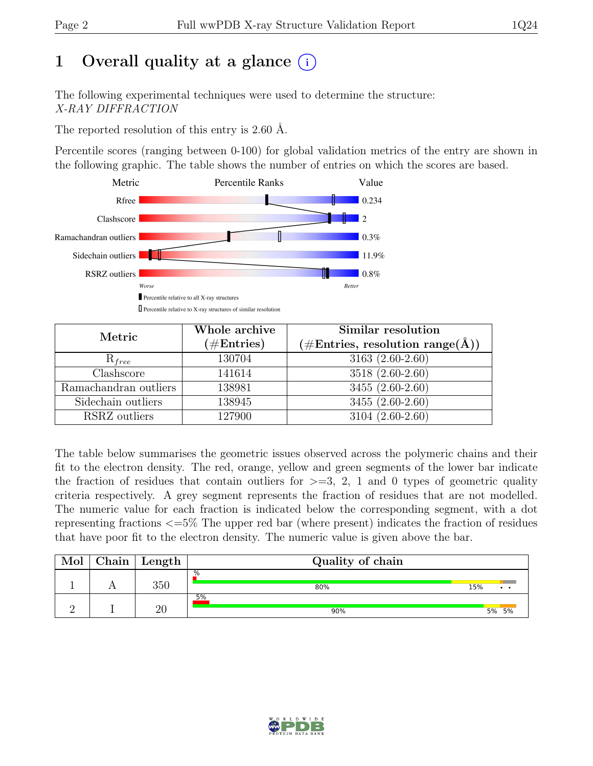# 1 Overall quality at a glance (i)

The following experimental techniques were used to determine the structure:
*X-RAY DIFFRACTION*

The reported resolution of this entry is 2.60 Å.

Percentile scores (ranging between 0-100) for global validation metrics of the entry are shown in the following graphic. The table shows the number of entries on which the scores are based.

Metric
Percentile Ranks
Value
Rfree 0.234
Clashscore 2
Ramachandran outliers 0.3%
Sidechain outliers 11.9%
RSRZ outliers 0.8%
Worse
Better
Percentile relative to all X-ray structures
Percentile relative to X-ray structures of similar resolution

| Metric | Whole archive (#Entries) | Similar resolution (#Entries, resolution range(Å)) |
|---|---|---|
| $R_{free}$ | 130704 | 3163 (2.60-2.60) |
| Clashscore | 141614 | 3518 (2.60-2.60) |
| Ramachandran outliers | 138981 | 3455 (2.60-2.60) |
| Sidechain outliers | 138945 | 3455 (2.60-2.60) |
| RSRZ outliers | 127900 | 3104 (2.60-2.60) |

The table below summarises the geometric issues observed across the polymeric chains and their fit to the electron density. The red, orange, yellow and green segments of the lower bar indicate the fraction of residues that contain outliers for >=3, 2, 1 and 0 types of geometric quality criteria respectively. A grey segment represents the fraction of residues that are not modelled. The numeric value for each fraction is indicated below the corresponding segment, with a dot representing fractions <=5% The upper red bar (where present) indicates the fraction of residues that have poor fit to the electron density. The numeric value is given above the bar.

| Mol | Chain | Length | Quality of chain |
|---|---|---|---|
| 1 | A | 350 | % / 80% 15% • • |
| 2 | I | 20 | 5% / 90% 5% 5% |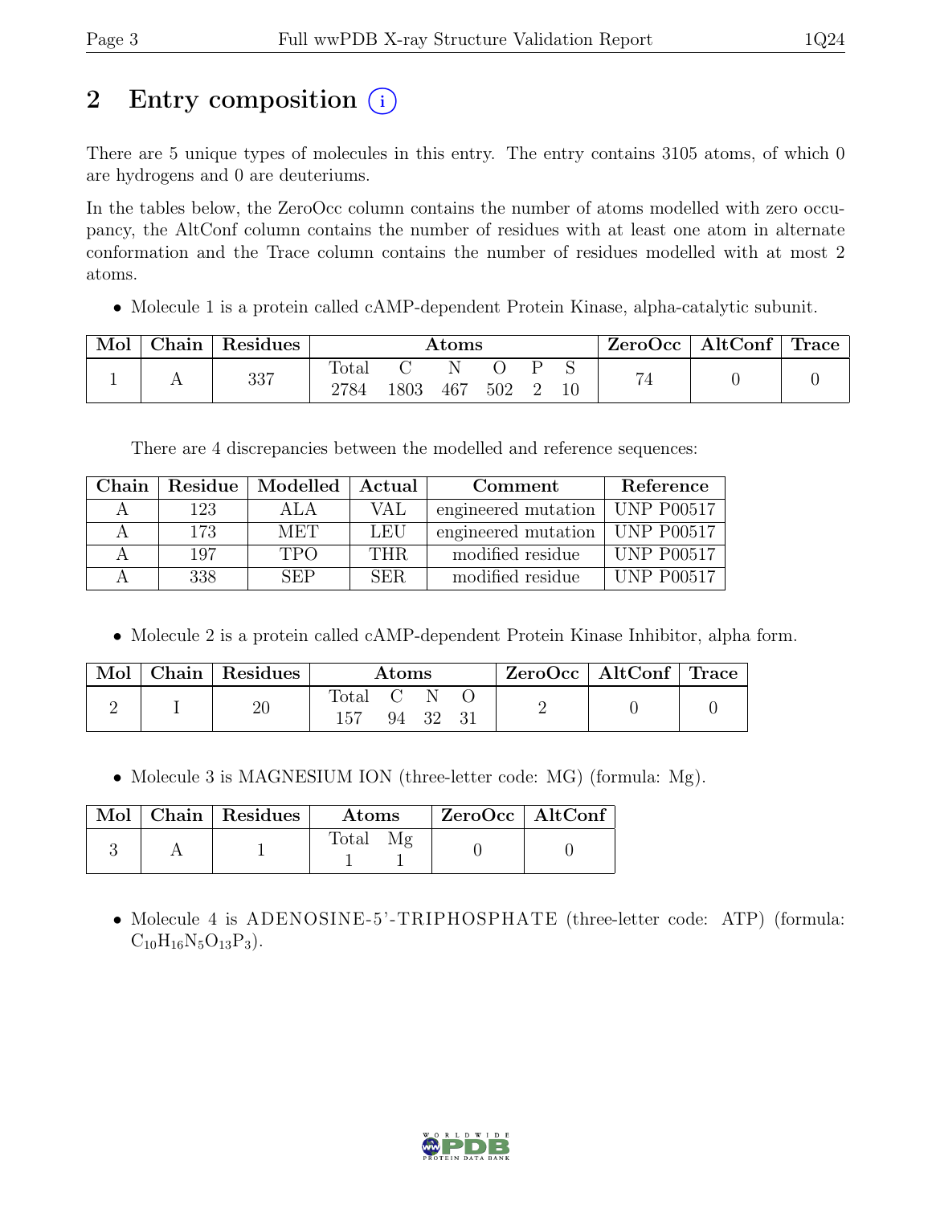# 2 Entry composition

There are 5 unique types of molecules in this entry. The entry contains 3105 atoms, of which 0 are hydrogens and 0 are deuteriums.

In the tables below, the ZeroOcc column contains the number of atoms modelled with zero occupancy, the AltConf column contains the number of residues with at least one atom in alternate conformation and the Trace column contains the number of residues modelled with at most 2 atoms.

- Molecule 1 is a protein called cAMP-dependent Protein Kinase, alpha-catalytic subunit.

| Mol | Chain | Residues | Atoms | | | | | | ZeroOcc | AltConf | Trace |
|---|---|---|---|---|---|---|---|---|---|---|---|
| | | | Total | C | N | O | P | S | | | |
| 1 | A | 337 | 2784 | 1803 | 467 | 502 | 2 | 10 | 74 | 0 | 0 |

There are 4 discrepancies between the modelled and reference sequences:

| Chain | Residue | Modelled | Actual | Comment | Reference |
|---|---|---|---|---|---|
| A | 123 | ALA | VAL | engineered mutation | UNP P00517 |
| A | 173 | MET | LEU | engineered mutation | UNP P00517 |
| A | 197 | TPO | THR | modified residue | UNP P00517 |
| A | 338 | SEP | SER | modified residue | UNP P00517 |

- Molecule 2 is a protein called cAMP-dependent Protein Kinase Inhibitor, alpha form.

| Mol | Chain | Residues | Atoms | | | | ZeroOcc | AltConf | Trace |
|---|---|---|---|---|---|---|---|---|---|
| | | | Total | C | N | O | | | |
| 2 | I | 20 | 157 | 94 | 32 | 31 | 2 | 0 | 0 |

- Molecule 3 is MAGNESIUM ION (three-letter code: MG) (formula: Mg).

| Mol | Chain | Residues | Atoms | | ZeroOcc | AltConf |
|---|---|---|---|---|---|---|
| | | | Total | Mg | | |
| 3 | A | 1 | 1 | 1 | 0 | 0 |

- Molecule 4 is ADENOSINE-5'-TRIPHOSPHATE (three-letter code: ATP) (formula: $C_{10}H_{16}N_5O_{13}P_3$).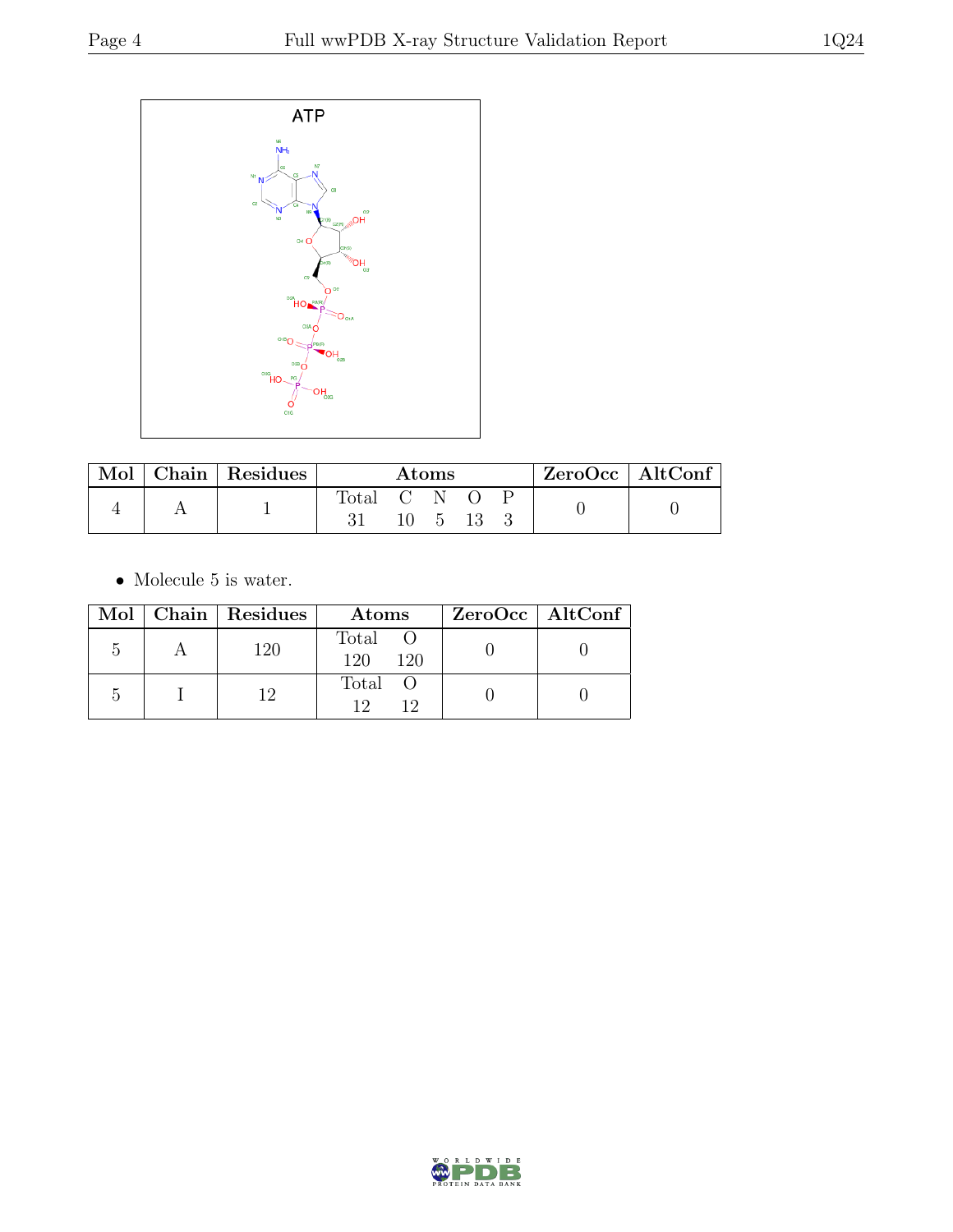ATP

| Mol | Chain | Residues | Atoms | ZeroOcc | AltConf |
|---|---|---|---|---|---|
| 4 | A | 1 | Total C N O P<br>31 10 5 13 3 | 0 | 0 |

- Molecule 5 is water.

| Mol | Chain | Residues | Atoms | ZeroOcc | AltConf |
|---|---|---|---|---|---|
| 5 | A | 120 | Total O<br>120 120 | 0 | 0 |
| 5 | I | 12 | Total O<br>12 12 | 0 | 0 |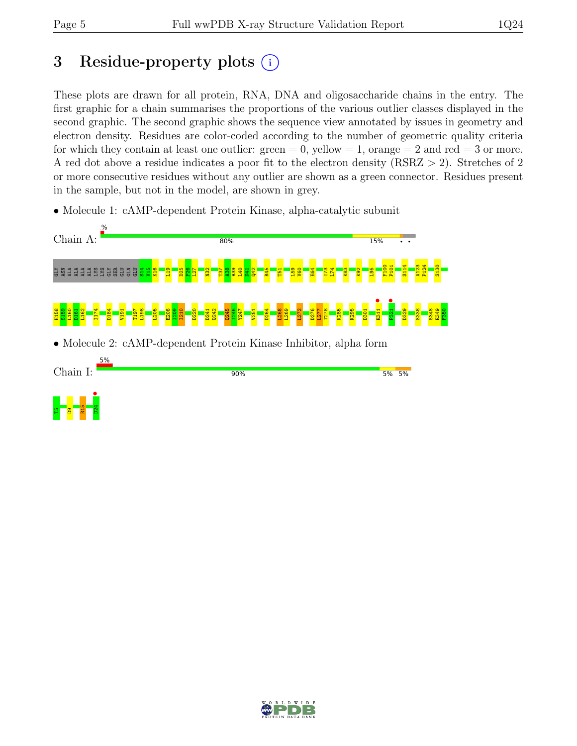# 3 Residue-property plots

These plots are drawn for all protein, RNA, DNA and oligosaccharide chains in the entry. The first graphic for a chain summarises the proportions of the various outlier classes displayed in the second graphic. The second graphic shows the sequence view annotated by issues in geometry and electron density. Residues are color-coded according to the number of geometric quality criteria for which they contain at least one outlier: green = 0, yellow = 1, orange = 2 and red = 3 or more. A red dot above a residue indicates a poor fit to the electron density (RSRZ > 2). Stretches of 2 or more consecutive residues without any outlier are shown as a green connector. Residues present in the sample, but not in the model, are shown in grey.

- Molecule 1: cAMP-dependent Protein Kinase, alpha-catalytic subunit

Chain A: % | 80% | 15% | • •

GLY ASN ALA ALA ALA ALA LYS LYS GLY SER GLU GLN GLU S14 V15 K16 L19 D25 F26 L27 N32 T37 A38 H39 L40 D41 Q42 R45 T51 L59 V60 E64 I73 L74 K83 K92 L95 F100 P101 S114 A123 P124 S130

H158 S159 L160 D161 L162 I174 D184 V191 T197 L198 L205 E208 Y209 I210 D220 D241 Q242 Q245 I246 Y247 V251 D264 L268 L269 L272 D276 L277 T278 K285 K295 D301 E311 P321 D329 S338 S348 E349 F350

- Molecule 2: cAMP-dependent Protein Kinase Inhibitor, alpha form

Chain I: 5% | 90% | 5% | 5%

T5 D9 R15 D24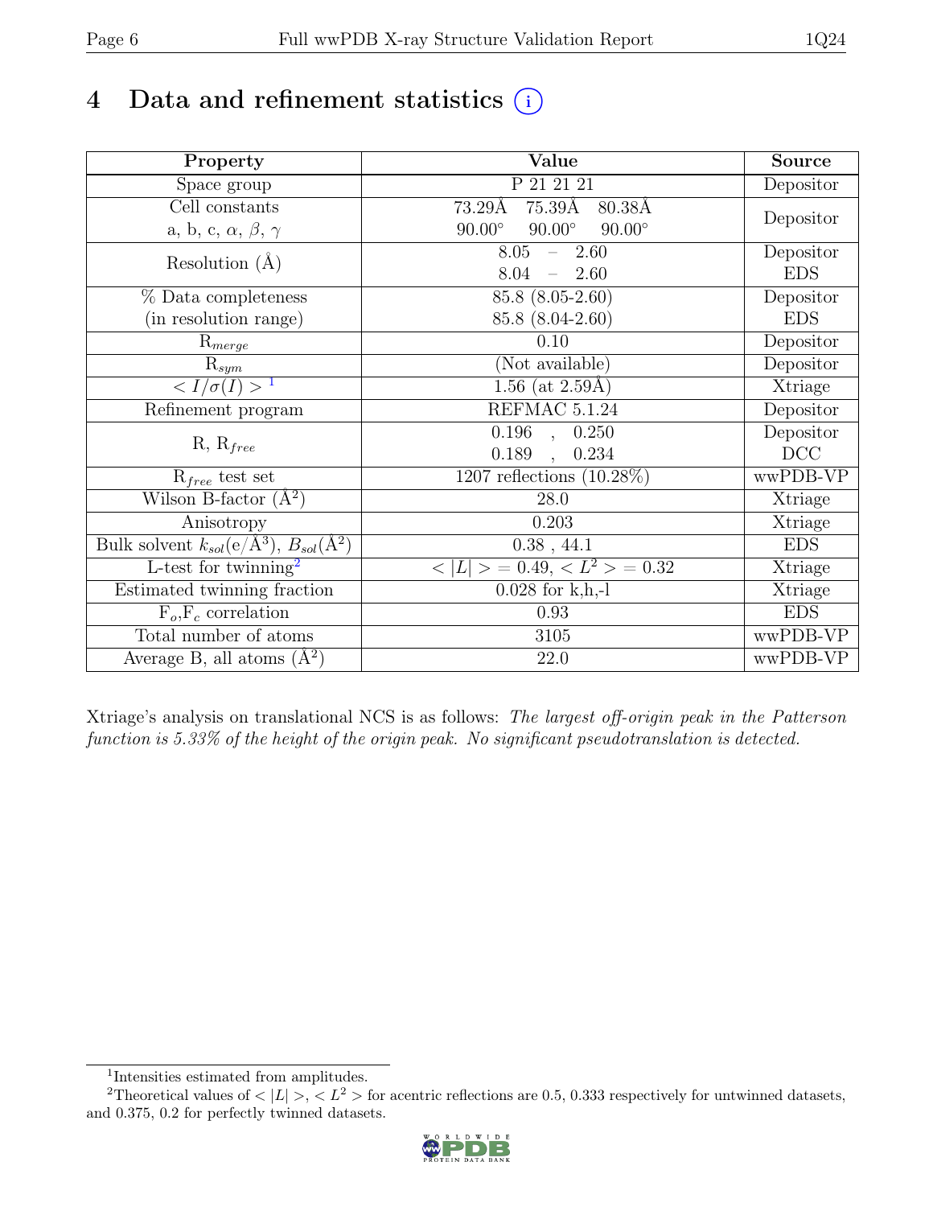# 4 Data and refinement statistics (i)

| Property | Value | Source |
|---|---|---|
| Space group | P 21 21 21 | Depositor |
| Cell constants<br>a, b, c, $\alpha$, $\beta$, $\gamma$ | 73.29Å 75.39Å 80.38Å<br>90.00° 90.00° 90.00° | Depositor |
| Resolution (Å) | 8.05 – 2.60<br>8.04 – 2.60 | Depositor<br>EDS |
| % Data completeness<br>(in resolution range) | 85.8 (8.05-2.60)<br>85.8 (8.04-2.60) | Depositor<br>EDS |
| $R_{merge}$ | 0.10 | Depositor |
| $R_{sym}$ | (Not available) | Depositor |
| $< I/\sigma(I) >$ [1] | 1.56 (at 2.59Å) | Xtriage |
| Refinement program | REFMAC 5.1.24 | Depositor |
| R, $R_{free}$ | 0.196 , 0.250<br>0.189 , 0.234 | Depositor<br>DCC |
| $R_{free}$ test set | 1207 reflections (10.28%) | wwPDB-VP |
| Wilson B-factor (Å$^2$) | 28.0 | Xtriage |
| Anisotropy | 0.203 | Xtriage |
| Bulk solvent $k_{sol}$(e/Å$^3$), $B_{sol}$(Å$^2$) | 0.38 , 44.1 | EDS |
| L-test for twinning[2] | $< \|L\| > = 0.49$, $< L^2 > = 0.32$ | Xtriage |
| Estimated twinning fraction | 0.028 for k,h,-l | Xtriage |
| $F_o$,$F_c$ correlation | 0.93 | EDS |
| Total number of atoms | 3105 | wwPDB-VP |
| Average B, all atoms (Å$^2$) | 22.0 | wwPDB-VP |

Xtriage's analysis on translational NCS is as follows: *The largest off-origin peak in the Patterson function is 5.33% of the height of the origin peak. No significant pseudotranslation is detected.*

[1] Intensities estimated from amplitudes.

[2] Theoretical values of $< |L| >$, $< L^2 >$ for acentric reflections are 0.5, 0.333 respectively for untwinned datasets, and 0.375, 0.2 for perfectly twinned datasets.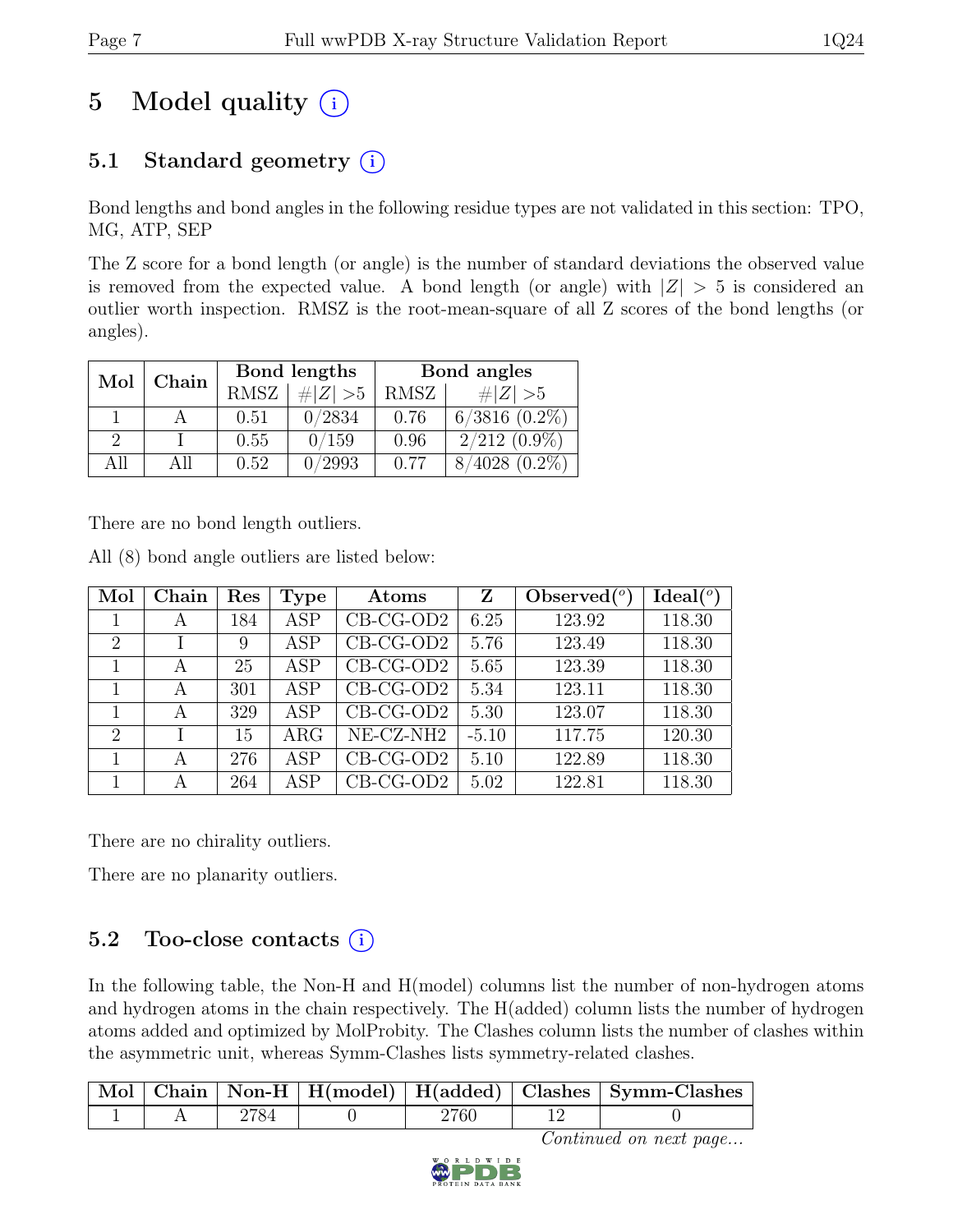# 5 Model quality (i)

## 5.1 Standard geometry (i)

Bond lengths and bond angles in the following residue types are not validated in this section: TPO, MG, ATP, SEP

The Z score for a bond length (or angle) is the number of standard deviations the observed value is removed from the expected value. A bond length (or angle) with $|Z| > 5$ is considered an outlier worth inspection. RMSZ is the root-mean-square of all Z scores of the bond lengths (or angles).

| Mol | Chain | Bond lengths | | Bond angles | |
|---|---|---|---|---|---|
| | | RMSZ | #$|Z|$ >5 | RMSZ | #$|Z|$ >5 |
| 1 | A | 0.51 | 0/2834 | 0.76 | 6/3816 (0.2%) |
| 2 | I | 0.55 | 0/159 | 0.96 | 2/212 (0.9%) |
| All | All | 0.52 | 0/2993 | 0.77 | 8/4028 (0.2%) |

There are no bond length outliers.

All (8) bond angle outliers are listed below:

| Mol | Chain | Res | Type | Atoms | Z | Observed(°) | Ideal(°) |
|---|---|---|---|---|---|---|---|
| 1 | A | 184 | ASP | CB-CG-OD2 | 6.25 | 123.92 | 118.30 |
| 2 | I | 9 | ASP | CB-CG-OD2 | 5.76 | 123.49 | 118.30 |
| 1 | A | 25 | ASP | CB-CG-OD2 | 5.65 | 123.39 | 118.30 |
| 1 | A | 301 | ASP | CB-CG-OD2 | 5.34 | 123.11 | 118.30 |
| 1 | A | 329 | ASP | CB-CG-OD2 | 5.30 | 123.07 | 118.30 |
| 2 | I | 15 | ARG | NE-CZ-NH2 | -5.10 | 117.75 | 120.30 |
| 1 | A | 276 | ASP | CB-CG-OD2 | 5.10 | 122.89 | 118.30 |
| 1 | A | 264 | ASP | CB-CG-OD2 | 5.02 | 122.81 | 118.30 |

There are no chirality outliers.

There are no planarity outliers.

## 5.2 Too-close contacts (i)

In the following table, the Non-H and H(model) columns list the number of non-hydrogen atoms and hydrogen atoms in the chain respectively. The H(added) column lists the number of hydrogen atoms added and optimized by MolProbity. The Clashes column lists the number of clashes within the asymmetric unit, whereas Symm-Clashes lists symmetry-related clashes.

| Mol | Chain | Non-H | H(model) | H(added) | Clashes | Symm-Clashes |
|---|---|---|---|---|---|---|
| 1 | A | 2784 | 0 | 2760 | 12 | 0 |

*Continued on next page...*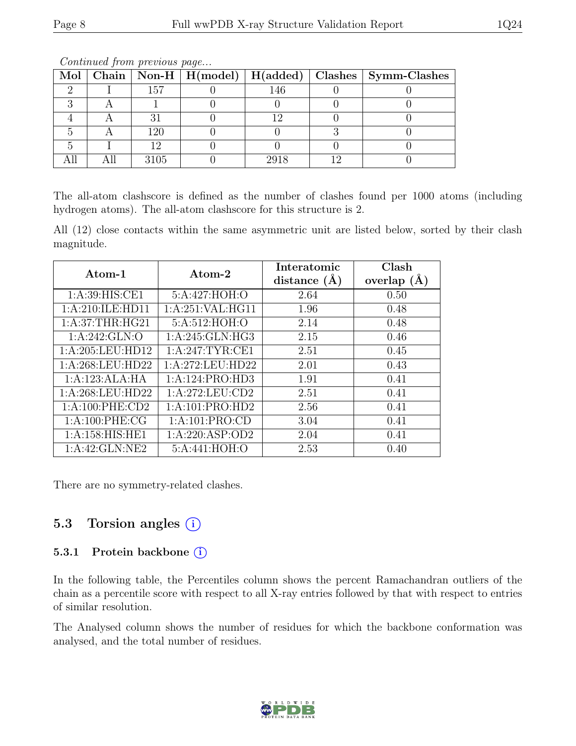*Continued from previous page...*

| Mol | Chain | Non-H | H(model) | H(added) | Clashes | Symm-Clashes |
|---|---|---|---|---|---|---|
| 2 | I | 157 | 0 | 146 | 0 | 0 |
| 3 | A | 1 | 0 | 0 | 0 | 0 |
| 4 | A | 31 | 0 | 12 | 0 | 0 |
| 5 | A | 120 | 0 | 0 | 3 | 0 |
| 5 | I | 12 | 0 | 0 | 0 | 0 |
| All | All | 3105 | 0 | 2918 | 12 | 0 |

The all-atom clashscore is defined as the number of clashes found per 1000 atoms (including hydrogen atoms). The all-atom clashscore for this structure is 2.

All (12) close contacts within the same asymmetric unit are listed below, sorted by their clash magnitude.

| Atom-1 | Atom-2 | Interatomic distance (Å) | Clash overlap (Å) |
|---|---|---|---|
| 1:A:39:HIS:CE1 | 5:A:427:HOH:O | 2.64 | 0.50 |
| 1:A:210:ILE:HD11 | 1:A:251:VAL:HG11 | 1.96 | 0.48 |
| 1:A:37:THR:HG21 | 5:A:512:HOH:O | 2.14 | 0.48 |
| 1:A:242:GLN:O | 1:A:245:GLN:HG3 | 2.15 | 0.46 |
| 1:A:205:LEU:HD12 | 1:A:247:TYR:CE1 | 2.51 | 0.45 |
| 1:A:268:LEU:HD22 | 1:A:272:LEU:HD22 | 2.01 | 0.43 |
| 1:A:123:ALA:HA | 1:A:124:PRO:HD3 | 1.91 | 0.41 |
| 1:A:268:LEU:HD22 | 1:A:272:LEU:CD2 | 2.51 | 0.41 |
| 1:A:100:PHE:CD2 | 1:A:101:PRO:HD2 | 2.56 | 0.41 |
| 1:A:100:PHE:CG | 1:A:101:PRO:CD | 3.04 | 0.41 |
| 1:A:158:HIS:HE1 | 1:A:220:ASP:OD2 | 2.04 | 0.41 |
| 1:A:42:GLN:NE2 | 5:A:441:HOH:O | 2.53 | 0.40 |

There are no symmetry-related clashes.

## 5.3 Torsion angles

### 5.3.1 Protein backbone

In the following table, the Percentiles column shows the percent Ramachandran outliers of the chain as a percentile score with respect to all X-ray entries followed by that with respect to entries of similar resolution.

The Analysed column shows the number of residues for which the backbone conformation was analysed, and the total number of residues.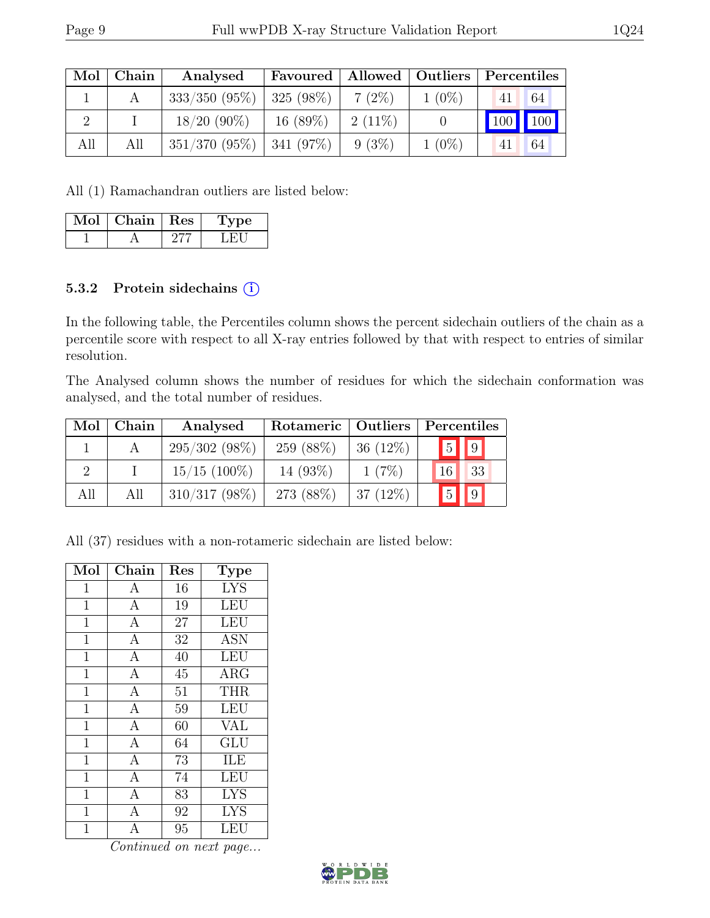| Mol | Chain | Analysed | Favoured | Allowed | Outliers | Percentiles | |
|---|---|---|---|---|---|---|---|
| 1 | A | 333/350 (95%) | 325 (98%) | 7 (2%) | 1 (0%) | 41 | 64 |
| 2 | I | 18/20 (90%) | 16 (89%) | 2 (11%) | 0 | 100 | 100 |
| All | All | 351/370 (95%) | 341 (97%) | 9 (3%) | 1 (0%) | 41 | 64 |

All (1) Ramachandran outliers are listed below:

| Mol | Chain | Res | Type |
|---|---|---|---|
| 1 | A | 277 | LEU |

### 5.3.2 Protein sidechains (i)

In the following table, the Percentiles column shows the percent sidechain outliers of the chain as a percentile score with respect to all X-ray entries followed by that with respect to entries of similar resolution.

The Analysed column shows the number of residues for which the sidechain conformation was analysed, and the total number of residues.

| Mol | Chain | Analysed | Rotameric | Outliers | Percentiles | |
|---|---|---|---|---|---|---|
| 1 | A | 295/302 (98%) | 259 (88%) | 36 (12%) | 5 | 9 |
| 2 | I | 15/15 (100%) | 14 (93%) | 1 (7%) | 16 | 33 |
| All | All | 310/317 (98%) | 273 (88%) | 37 (12%) | 5 | 9 |

All (37) residues with a non-rotameric sidechain are listed below:

| Mol | Chain | Res | Type |
|---|---|---|---|
| 1 | A | 16 | LYS |
| 1 | A | 19 | LEU |
| 1 | A | 27 | LEU |
| 1 | A | 32 | ASN |
| 1 | A | 40 | LEU |
| 1 | A | 45 | ARG |
| 1 | A | 51 | THR |
| 1 | A | 59 | LEU |
| 1 | A | 60 | VAL |
| 1 | A | 64 | GLU |
| 1 | A | 73 | ILE |
| 1 | A | 74 | LEU |
| 1 | A | 83 | LYS |
| 1 | A | 92 | LYS |
| 1 | A | 95 | LEU |

*Continued on next page...*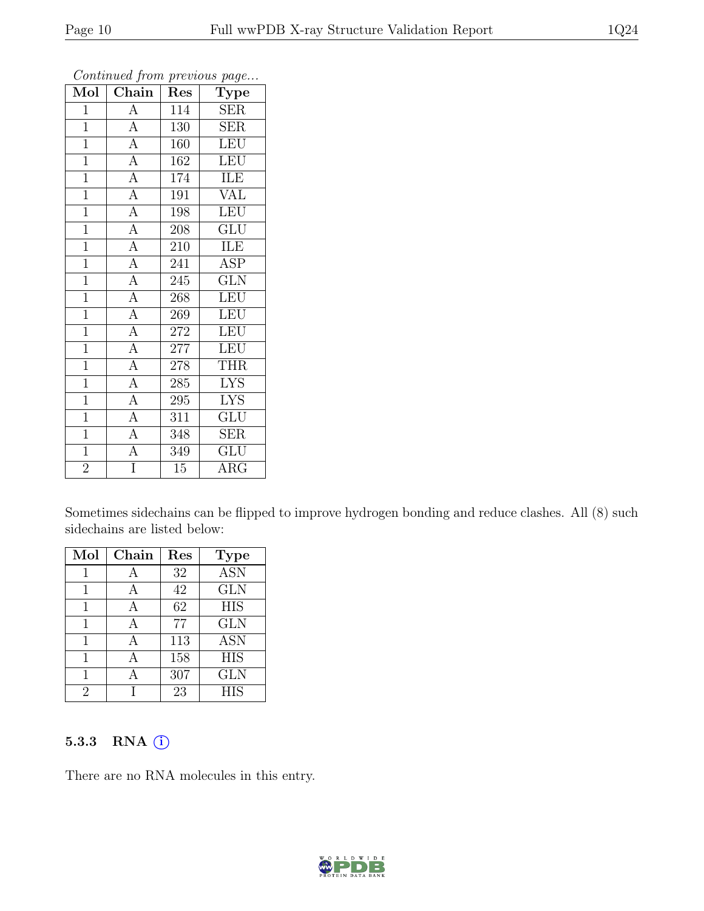*Continued from previous page...*

| Mol | Chain | Res | Type |
|---|---|---|---|
| 1 | A | 114 | SER |
| 1 | A | 130 | SER |
| 1 | A | 160 | LEU |
| 1 | A | 162 | LEU |
| 1 | A | 174 | ILE |
| 1 | A | 191 | VAL |
| 1 | A | 198 | LEU |
| 1 | A | 208 | GLU |
| 1 | A | 210 | ILE |
| 1 | A | 241 | ASP |
| 1 | A | 245 | GLN |
| 1 | A | 268 | LEU |
| 1 | A | 269 | LEU |
| 1 | A | 272 | LEU |
| 1 | A | 277 | LEU |
| 1 | A | 278 | THR |
| 1 | A | 285 | LYS |
| 1 | A | 295 | LYS |
| 1 | A | 311 | GLU |
| 1 | A | 348 | SER |
| 1 | A | 349 | GLU |
| 2 | I | 15 | ARG |

Sometimes sidechains can be flipped to improve hydrogen bonding and reduce clashes. All (8) such sidechains are listed below:

| Mol | Chain | Res | Type |
|---|---|---|---|
| 1 | A | 32 | ASN |
| 1 | A | 42 | GLN |
| 1 | A | 62 | HIS |
| 1 | A | 77 | GLN |
| 1 | A | 113 | ASN |
| 1 | A | 158 | HIS |
| 1 | A | 307 | GLN |
| 2 | I | 23 | HIS |

### 5.3.3 RNA

There are no RNA molecules in this entry.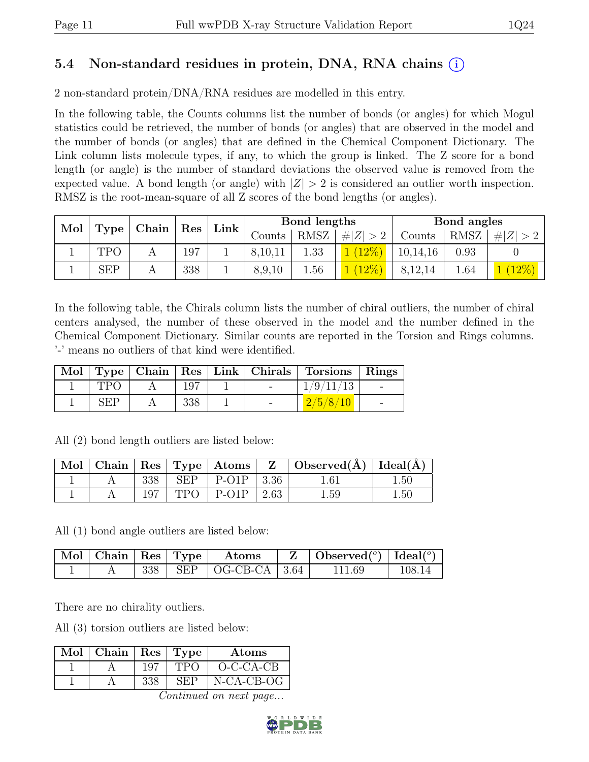## 5.4 Non-standard residues in protein, DNA, RNA chains (i)

2 non-standard protein/DNA/RNA residues are modelled in this entry.

In the following table, the Counts columns list the number of bonds (or angles) for which Mogul statistics could be retrieved, the number of bonds (or angles) that are observed in the model and the number of bonds (or angles) that are defined in the Chemical Component Dictionary. The Link column lists molecule types, if any, to which the group is linked. The Z score for a bond length (or angle) is the number of standard deviations the observed value is removed from the expected value. A bond length (or angle) with $|Z| > 2$ is considered an outlier worth inspection. RMSZ is the root-mean-square of all Z scores of the bond lengths (or angles).

| Mol | Type | Chain | Res | Link | Bond lengths | | | Bond angles | | |
|---|---|---|---|---|---|---|---|---|---|---|
| | | | | | Counts | RMSZ | $\#\|Z\| > 2$ | Counts | RMSZ | $\#\|Z\| > 2$ |
| 1 | TPO | A | 197 | 1 | 8,10,11 | 1.33 | 1 (12%) | 10,14,16 | 0.93 | 0 |
| 1 | SEP | A | 338 | 1 | 8,9,10 | 1.56 | 1 (12%) | 8,12,14 | 1.64 | 1 (12%) |

In the following table, the Chirals column lists the number of chiral outliers, the number of chiral centers analysed, the number of these observed in the model and the number defined in the Chemical Component Dictionary. Similar counts are reported in the Torsion and Rings columns. '-' means no outliers of that kind were identified.

| Mol | Type | Chain | Res | Link | Chirals | Torsions | Rings |
|---|---|---|---|---|---|---|---|
| 1 | TPO | A | 197 | 1 | - | 1/9/11/13 | - |
| 1 | SEP | A | 338 | 1 | - | 2/5/8/10 | - |

All (2) bond length outliers are listed below:

| Mol | Chain | Res | Type | Atoms | Z | Observed(Å) | Ideal(Å) |
|---|---|---|---|---|---|---|---|
| 1 | A | 338 | SEP | P-O1P | 3.36 | 1.61 | 1.50 |
| 1 | A | 197 | TPO | P-O1P | 2.63 | 1.59 | 1.50 |

All (1) bond angle outliers are listed below:

| Mol | Chain | Res | Type | Atoms | Z | Observed(°) | Ideal(°) |
|---|---|---|---|---|---|---|---|
| 1 | A | 338 | SEP | OG-CB-CA | 3.64 | 111.69 | 108.14 |

There are no chirality outliers.

All (3) torsion outliers are listed below:

| Mol | Chain | Res | Type | Atoms |
|---|---|---|---|---|
| 1 | A | 197 | TPO | O-C-CA-CB |
| 1 | A | 338 | SEP | N-CA-CB-OG |

*Continued on next page...*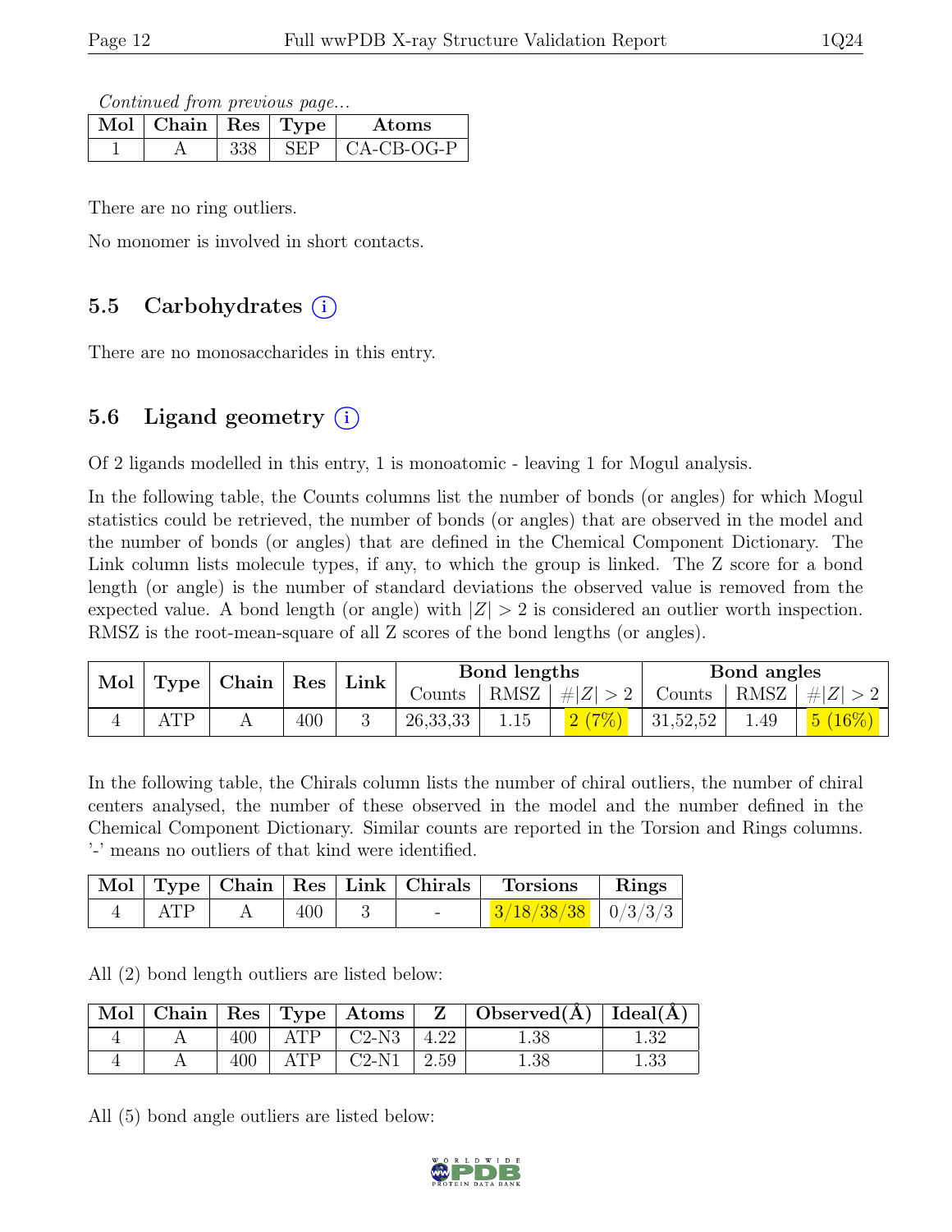*Continued from previous page...*

| Mol | Chain | Res | Type | Atoms |
|---|---|---|---|---|
| 1 | A | 338 | SEP | CA-CB-OG-P |

There are no ring outliers.

No monomer is involved in short contacts.

### 5.5 Carbohydrates (i)

There are no monosaccharides in this entry.

### 5.6 Ligand geometry (i)

Of 2 ligands modelled in this entry, 1 is monoatomic - leaving 1 for Mogul analysis.

In the following table, the Counts columns list the number of bonds (or angles) for which Mogul statistics could be retrieved, the number of bonds (or angles) that are observed in the model and the number of bonds (or angles) that are defined in the Chemical Component Dictionary. The Link column lists molecule types, if any, to which the group is linked. The Z score for a bond length (or angle) is the number of standard deviations the observed value is removed from the expected value. A bond length (or angle) with $|Z| > 2$ is considered an outlier worth inspection. RMSZ is the root-mean-square of all Z scores of the bond lengths (or angles).

| Mol | Type | Chain | Res | Link | Bond lengths | | | Bond angles | | |
|---|---|---|---|---|---|---|---|---|---|---|
| | | | | | Counts | RMSZ | $\#\|Z\| > 2$ | Counts | RMSZ | $\#\|Z\| > 2$ |
| 4 | ATP | A | 400 | 3 | 26,33,33 | 1.15 | 2 (7%) | 31,52,52 | 1.49 | 5 (16%) |

In the following table, the Chirals column lists the number of chiral outliers, the number of chiral centers analysed, the number of these observed in the model and the number defined in the Chemical Component Dictionary. Similar counts are reported in the Torsion and Rings columns. '-' means no outliers of that kind were identified.

| Mol | Type | Chain | Res | Link | Chirals | Torsions | Rings |
|---|---|---|---|---|---|---|---|
| 4 | ATP | A | 400 | 3 | - | 3/18/38/38 | 0/3/3/3 |

All (2) bond length outliers are listed below:

| Mol | Chain | Res | Type | Atoms | Z | Observed(Å) | Ideal(Å) |
|---|---|---|---|---|---|---|---|
| 4 | A | 400 | ATP | C2-N3 | 4.22 | 1.38 | 1.32 |
| 4 | A | 400 | ATP | C2-N1 | 2.59 | 1.38 | 1.33 |

All (5) bond angle outliers are listed below: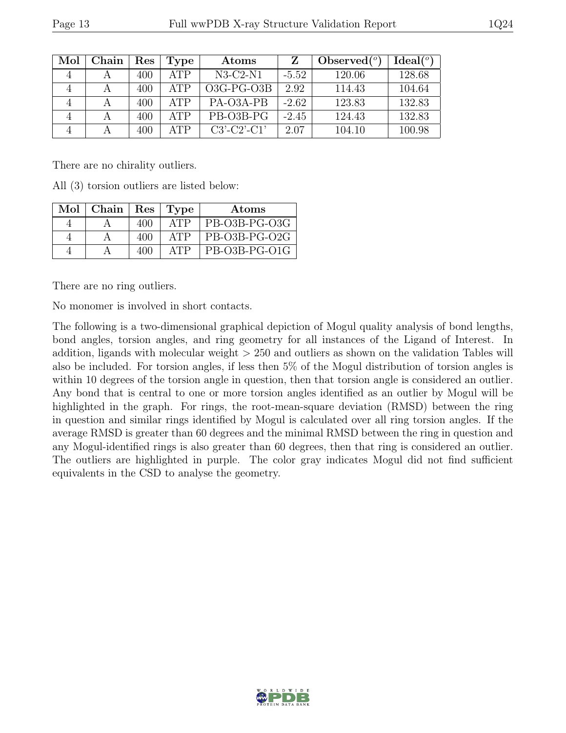| Mol | Chain | Res | Type | Atoms | Z | Observed(°) | Ideal(°) |
|---|---|---|---|---|---|---|---|
| 4 | A | 400 | ATP | N3-C2-N1 | -5.52 | 120.06 | 128.68 |
| 4 | A | 400 | ATP | O3G-PG-O3B | 2.92 | 114.43 | 104.64 |
| 4 | A | 400 | ATP | PA-O3A-PB | -2.62 | 123.83 | 132.83 |
| 4 | A | 400 | ATP | PB-O3B-PG | -2.45 | 124.43 | 132.83 |
| 4 | A | 400 | ATP | C3'-C2'-C1' | 2.07 | 104.10 | 100.98 |

There are no chirality outliers.

All (3) torsion outliers are listed below:

| Mol | Chain | Res | Type | Atoms |
|---|---|---|---|---|
| 4 | A | 400 | ATP | PB-O3B-PG-O3G |
| 4 | A | 400 | ATP | PB-O3B-PG-O2G |
| 4 | A | 400 | ATP | PB-O3B-PG-O1G |

There are no ring outliers.

No monomer is involved in short contacts.

The following is a two-dimensional graphical depiction of Mogul quality analysis of bond lengths, bond angles, torsion angles, and ring geometry for all instances of the Ligand of Interest. In addition, ligands with molecular weight > 250 and outliers as shown on the validation Tables will also be included. For torsion angles, if less then 5% of the Mogul distribution of torsion angles is within 10 degrees of the torsion angle in question, then that torsion angle is considered an outlier. Any bond that is central to one or more torsion angles identified as an outlier by Mogul will be highlighted in the graph. For rings, the root-mean-square deviation (RMSD) between the ring in question and similar rings identified by Mogul is calculated over all ring torsion angles. If the average RMSD is greater than 60 degrees and the minimal RMSD between the ring in question and any Mogul-identified rings is also greater than 60 degrees, then that ring is considered an outlier. The outliers are highlighted in purple. The color gray indicates Mogul did not find sufficient equivalents in the CSD to analyse the geometry.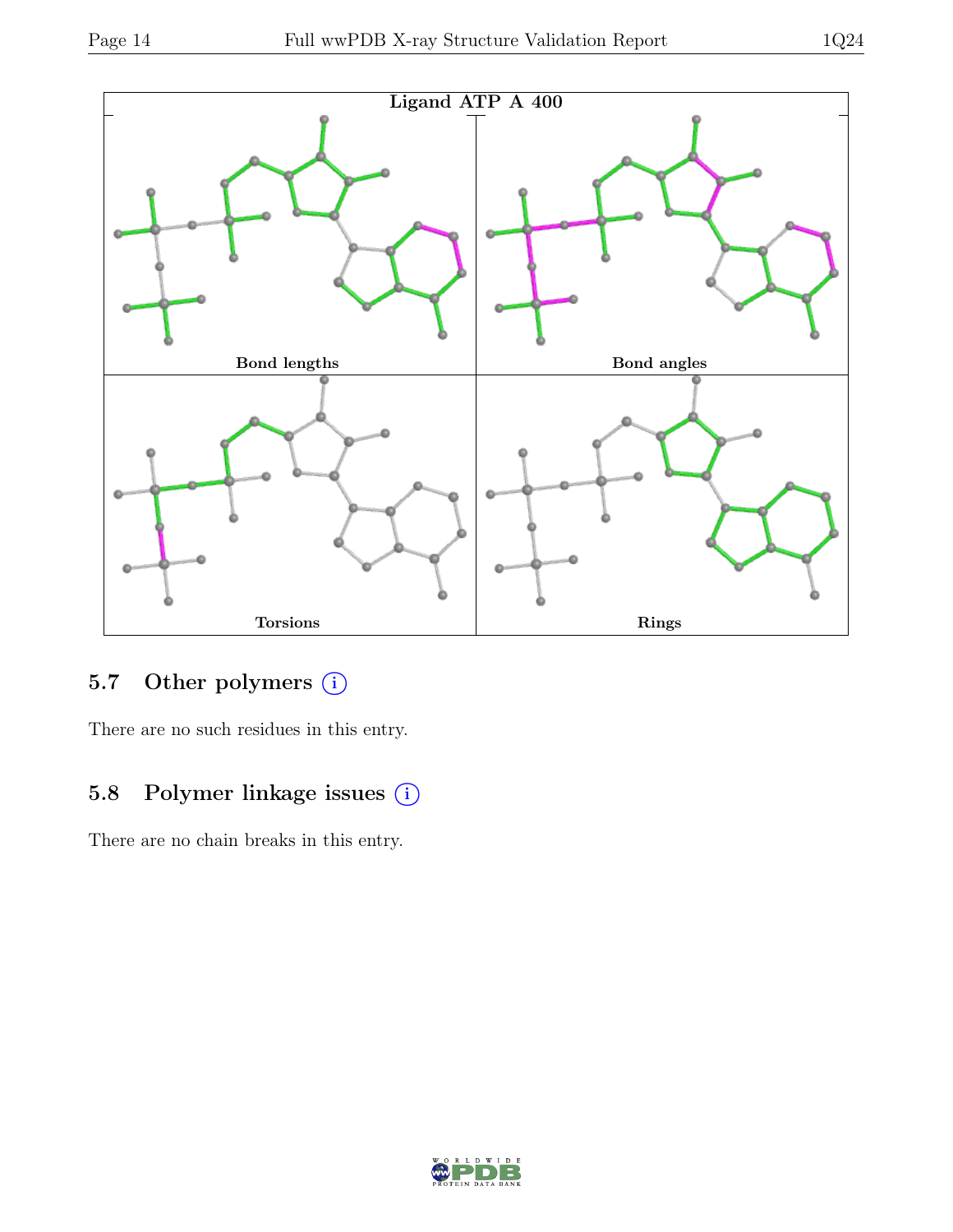Ligand ATP A 400

Bond lengths

Bond angles

Torsions

Rings

### 5.7 Other polymers

There are no such residues in this entry.

### 5.8 Polymer linkage issues

There are no chain breaks in this entry.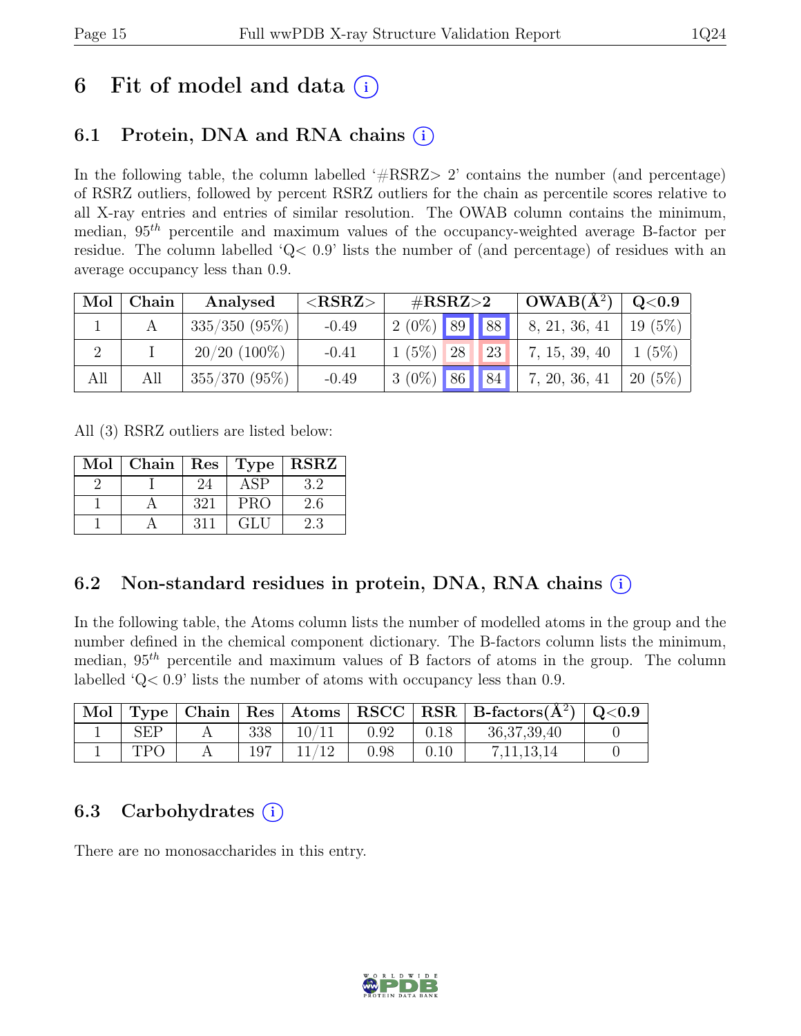# 6 Fit of model and data (i)

## 6.1 Protein, DNA and RNA chains (i)

In the following table, the column labelled '#RSRZ> 2' contains the number (and percentage) of RSRZ outliers, followed by percent RSRZ outliers for the chain as percentile scores relative to all X-ray entries and entries of similar resolution. The OWAB column contains the minimum, median, $95^{th}$ percentile and maximum values of the occupancy-weighted average B-factor per residue. The column labelled 'Q< 0.9' lists the number of (and percentage) of residues with an average occupancy less than 0.9.

| Mol | Chain | Analysed | <RSRZ> | #RSRZ>2 | | | OWAB(Å$^2$) | Q<0.9 |
|---|---|---|---|---|---|---|---|---|
| 1 | A | 335/350 (95%) | -0.49 | 2 (0%) | 89 | 88 | 8, 21, 36, 41 | 19 (5%) |
| 2 | I | 20/20 (100%) | -0.41 | 1 (5%) | 28 | 23 | 7, 15, 39, 40 | 1 (5%) |
| All | All | 355/370 (95%) | -0.49 | 3 (0%) | 86 | 84 | 7, 20, 36, 41 | 20 (5%) |

All (3) RSRZ outliers are listed below:

| Mol | Chain | Res | Type | RSRZ |
|---|---|---|---|---|
| 2 | I | 24 | ASP | 3.2 |
| 1 | A | 321 | PRO | 2.6 |
| 1 | A | 311 | GLU | 2.3 |

## 6.2 Non-standard residues in protein, DNA, RNA chains (i)

In the following table, the Atoms column lists the number of modelled atoms in the group and the number defined in the chemical component dictionary. The B-factors column lists the minimum, median, $95^{th}$ percentile and maximum values of B factors of atoms in the group. The column labelled 'Q< 0.9' lists the number of atoms with occupancy less than 0.9.

| Mol | Type | Chain | Res | Atoms | RSCC | RSR | B-factors(Å$^2$) | Q<0.9 |
|---|---|---|---|---|---|---|---|---|
| 1 | SEP | A | 338 | 10/11 | 0.92 | 0.18 | 36,37,39,40 | 0 |
| 1 | TPO | A | 197 | 11/12 | 0.98 | 0.10 | 7,11,13,14 | 0 |

## 6.3 Carbohydrates (i)

There are no monosaccharides in this entry.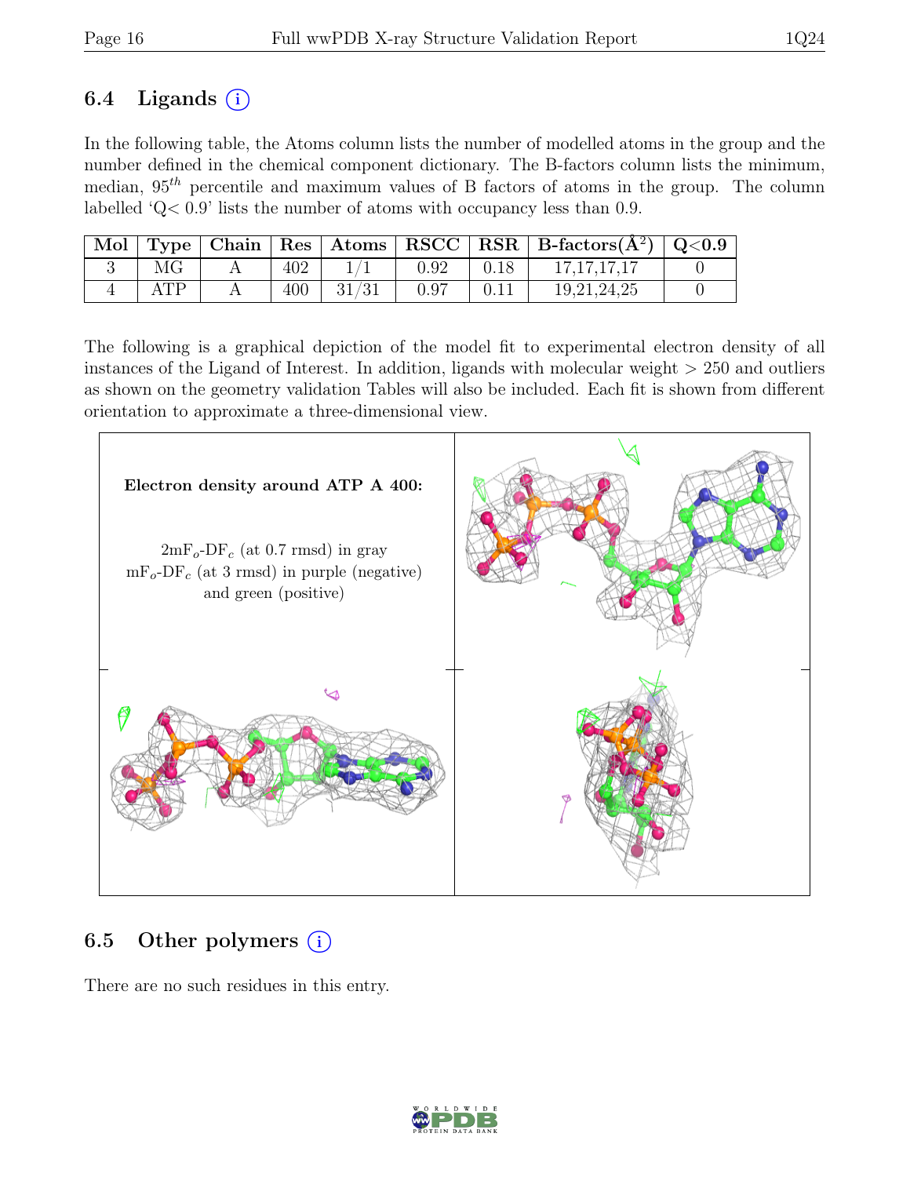## 6.4 Ligands (i)

In the following table, the Atoms column lists the number of modelled atoms in the group and the number defined in the chemical component dictionary. The B-factors column lists the minimum, median, $95^{th}$ percentile and maximum values of B factors of atoms in the group. The column labelled 'Q< 0.9' lists the number of atoms with occupancy less than 0.9.

| Mol | Type | Chain | Res | Atoms | RSCC | RSR | B-factors($Å^2$) | Q<0.9 |
|---|---|---|---|---|---|---|---|---|
| 3 | MG | A | 402 | 1/1 | 0.92 | 0.18 | 17,17,17,17 | 0 |
| 4 | ATP | A | 400 | 31/31 | 0.97 | 0.11 | 19,21,24,25 | 0 |

The following is a graphical depiction of the model fit to experimental electron density of all instances of the Ligand of Interest. In addition, ligands with molecular weight > 250 and outliers as shown on the geometry validation Tables will also be included. Each fit is shown from different orientation to approximate a three-dimensional view.

**Electron density around ATP A 400:**

$2mF_o$-$DF_c$ (at 0.7 rmsd) in gray
$mF_o$-$DF_c$ (at 3 rmsd) in purple (negative) and green (positive)

## 6.5 Other polymers (i)

There are no such residues in this entry.